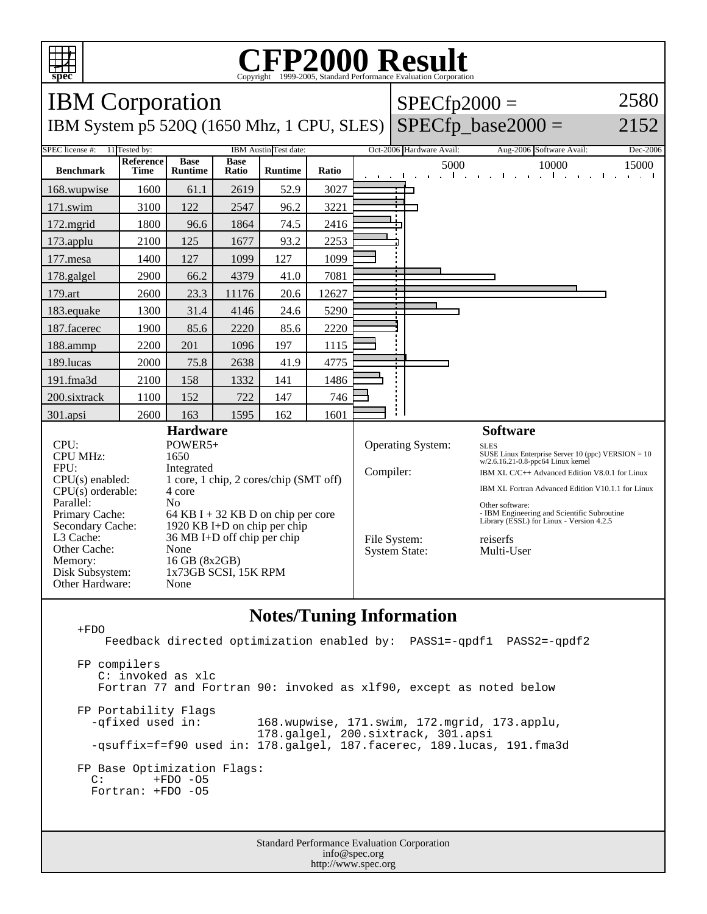# CFP2000 Result

Copyright 1999-2005, Standard Performance Evaluation Corporation

## IBM Corporation

IBM System p5 520Q (1650 Mhz, 1 CPU, SLES)

SPECfp2000 = 2580

SPECfp_base2000 = 2152

SPEC license #: 11 | Tested by: IBM Austin | Test date: Oct-2006 | Hardware Avail: Aug-2006 | Software Avail: Dec-2006

| Benchmark | Reference Time | Base Runtime | Base Ratio | Runtime | Ratio |
|---|---|---|---|---|---|
| 168.wupwise | 1600 | 61.1 | 2619 | 52.9 | 3027 |
| 171.swim | 3100 | 122 | 2547 | 96.2 | 3221 |
| 172.mgrid | 1800 | 96.6 | 1864 | 74.5 | 2416 |
| 173.applu | 2100 | 125 | 1677 | 93.2 | 2253 |
| 177.mesa | 1400 | 127 | 1099 | 127 | 1099 |
| 178.galgel | 2900 | 66.2 | 4379 | 41.0 | 7081 |
| 179.art | 2600 | 23.3 | 11176 | 20.6 | 12627 |
| 183.equake | 1300 | 31.4 | 4146 | 24.6 | 5290 |
| 187.facerec | 1900 | 85.6 | 2220 | 85.6 | 2220 |
| 188.ammp | 2200 | 201 | 1096 | 197 | 1115 |
| 189.lucas | 2000 | 75.8 | 2638 | 41.9 | 4775 |
| 191.fma3d | 2100 | 158 | 1332 | 141 | 1486 |
| 200.sixtrack | 1100 | 152 | 722 | 147 | 746 |
| 301.apsi | 2600 | 163 | 1595 | 162 | 1601 |

### Hardware

- CPU: POWER5+
- CPU MHz: 1650
- FPU: Integrated
- CPU(s) enabled: 1 core, 1 chip, 2 cores/chip (SMT off)
- CPU(s) orderable: 4 core
- Parallel: No
- Primary Cache: 64 KB I + 32 KB D on chip per core
- Secondary Cache: 1920 KB I+D on chip per chip
- L3 Cache: 36 MB I+D off chip per chip
- Other Cache: None
- Memory: 16 GB (8x2GB)
- Disk Subsystem: 1x73GB SCSI, 15K RPM
- Other Hardware: None

### Software

- Operating System: SLES SUSE Linux Enterprise Server 10 (ppc) VERSION = 10 w/2.6.16.21-0.8-ppc64 Linux kernel
- Compiler: IBM XL C/C++ Advanced Edition V8.0.1 for Linux; IBM XL Fortran Advanced Edition V10.1.1 for Linux; Other software: - IBM Engineering and Scientific Subroutine Library (ESSL) for Linux - Version 4.2.5
- File System: reiserfs
- System State: Multi-User

## Notes/Tuning Information

```
+FDO
    Feedback directed optimization enabled by:  PASS1=-qpdf1  PASS2=-qpdf2

FP compilers
   C: invoked as xlc
   Fortran 77 and Fortran 90: invoked as xlf90, except as noted below

FP Portability Flags
  -qfixed used in:        168.wupwise, 171.swim, 172.mgrid, 173.applu,
                          178.galgel, 200.sixtrack, 301.apsi
  -qsuffix=f=f90 used in: 178.galgel, 187.facerec, 189.lucas, 191.fma3d

FP Base Optimization Flags:
  C:       +FDO -O5
  Fortran: +FDO -O5
```

Standard Performance Evaluation Corporation
info@spec.org
http://www.spec.org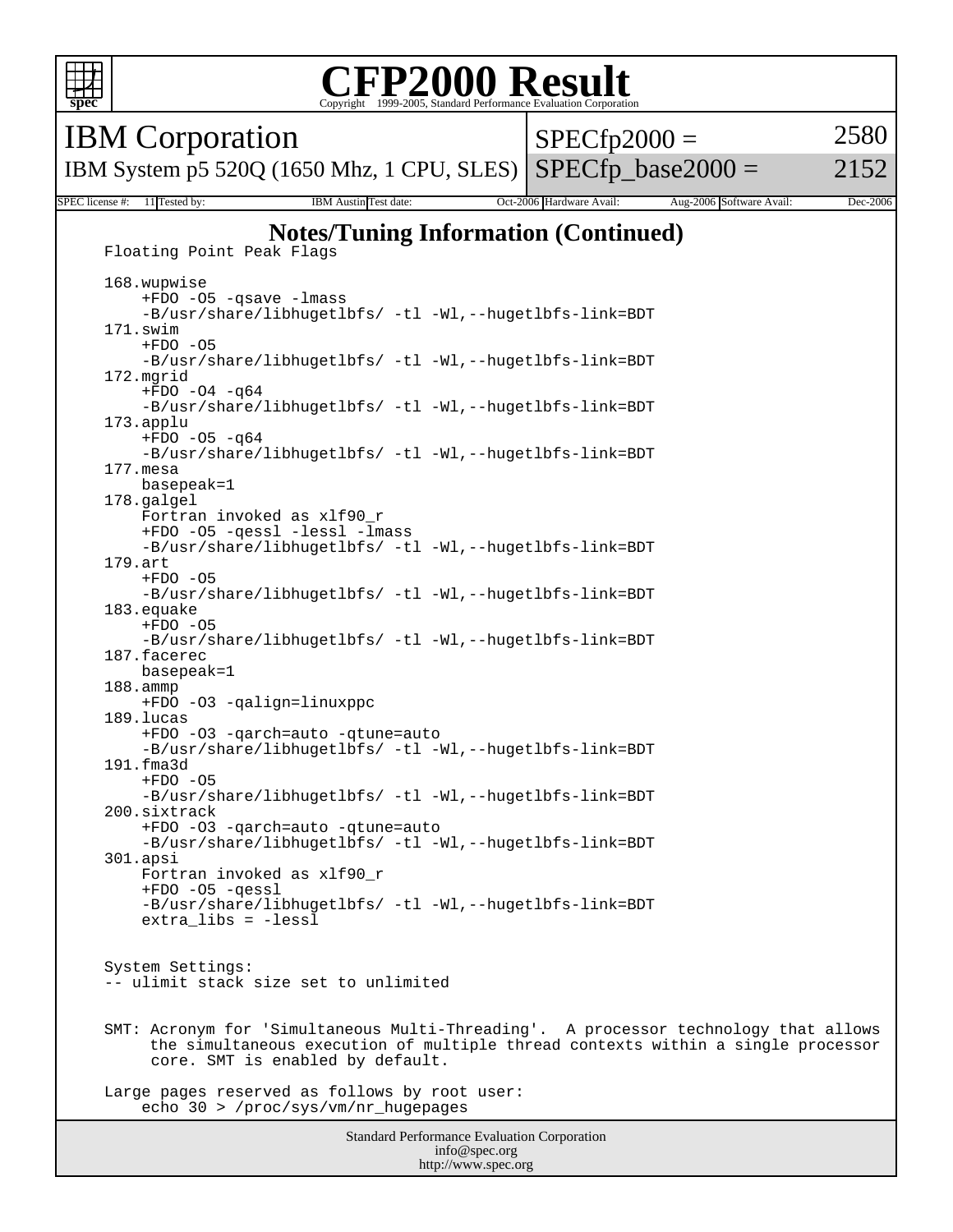# CFP2000 Result

Copyright 1999-2005, Standard Performance Evaluation Corporation

| IBM Corporation | SPECfp2000 = | 2580 |
|---|---|---|
| IBM System p5 520Q (1650 Mhz, 1 CPU, SLES) | SPECfp_base2000 = | 2152 |

SPEC license #: 11 Tested by: IBM Austin Test date: Oct-2006 Hardware Avail: Aug-2006 Software Avail: Dec-2006

## Notes/Tuning Information (Continued)

```
Floating Point Peak Flags

168.wupwise
    +FDO -O5 -qsave -lmass
    -B/usr/share/libhugetlbfs/ -tl -Wl,--hugetlbfs-link=BDT
171.swim
    +FDO -O5
    -B/usr/share/libhugetlbfs/ -tl -Wl,--hugetlbfs-link=BDT
172.mgrid
    +FDO -O4 -q64
    -B/usr/share/libhugetlbfs/ -tl -Wl,--hugetlbfs-link=BDT
173.applu
    +FDO -O5 -q64
    -B/usr/share/libhugetlbfs/ -tl -Wl,--hugetlbfs-link=BDT
177.mesa
    basepeak=1
178.galgel
    Fortran invoked as xlf90_r
    +FDO -O5 -qessl -lessl -lmass
    -B/usr/share/libhugetlbfs/ -tl -Wl,--hugetlbfs-link=BDT
179.art
    +FDO -O5
    -B/usr/share/libhugetlbfs/ -tl -Wl,--hugetlbfs-link=BDT
183.equake
    +FDO -O5
    -B/usr/share/libhugetlbfs/ -tl -Wl,--hugetlbfs-link=BDT
187.facerec
    basepeak=1
188.ammp
    +FDO -O3 -qalign=linuxppc
189.lucas
    +FDO -O3 -qarch=auto -qtune=auto
    -B/usr/share/libhugetlbfs/ -tl -Wl,--hugetlbfs-link=BDT
191.fma3d
    +FDO -O5
    -B/usr/share/libhugetlbfs/ -tl -Wl,--hugetlbfs-link=BDT
200.sixtrack
    +FDO -O3 -qarch=auto -qtune=auto
    -B/usr/share/libhugetlbfs/ -tl -Wl,--hugetlbfs-link=BDT
301.apsi
    Fortran invoked as xlf90_r
    +FDO -O5 -qessl
    -B/usr/share/libhugetlbfs/ -tl -Wl,--hugetlbfs-link=BDT
    extra_libs = -lessl


System Settings:
-- ulimit stack size set to unlimited


SMT: Acronym for 'Simultaneous Multi-Threading'.  A processor technology that allows
     the simultaneous execution of multiple thread contexts within a single processor
     core. SMT is enabled by default.

Large pages reserved as follows by root user:
    echo 30 > /proc/sys/vm/nr_hugepages
```

Standard Performance Evaluation Corporation
info@spec.org
http://www.spec.org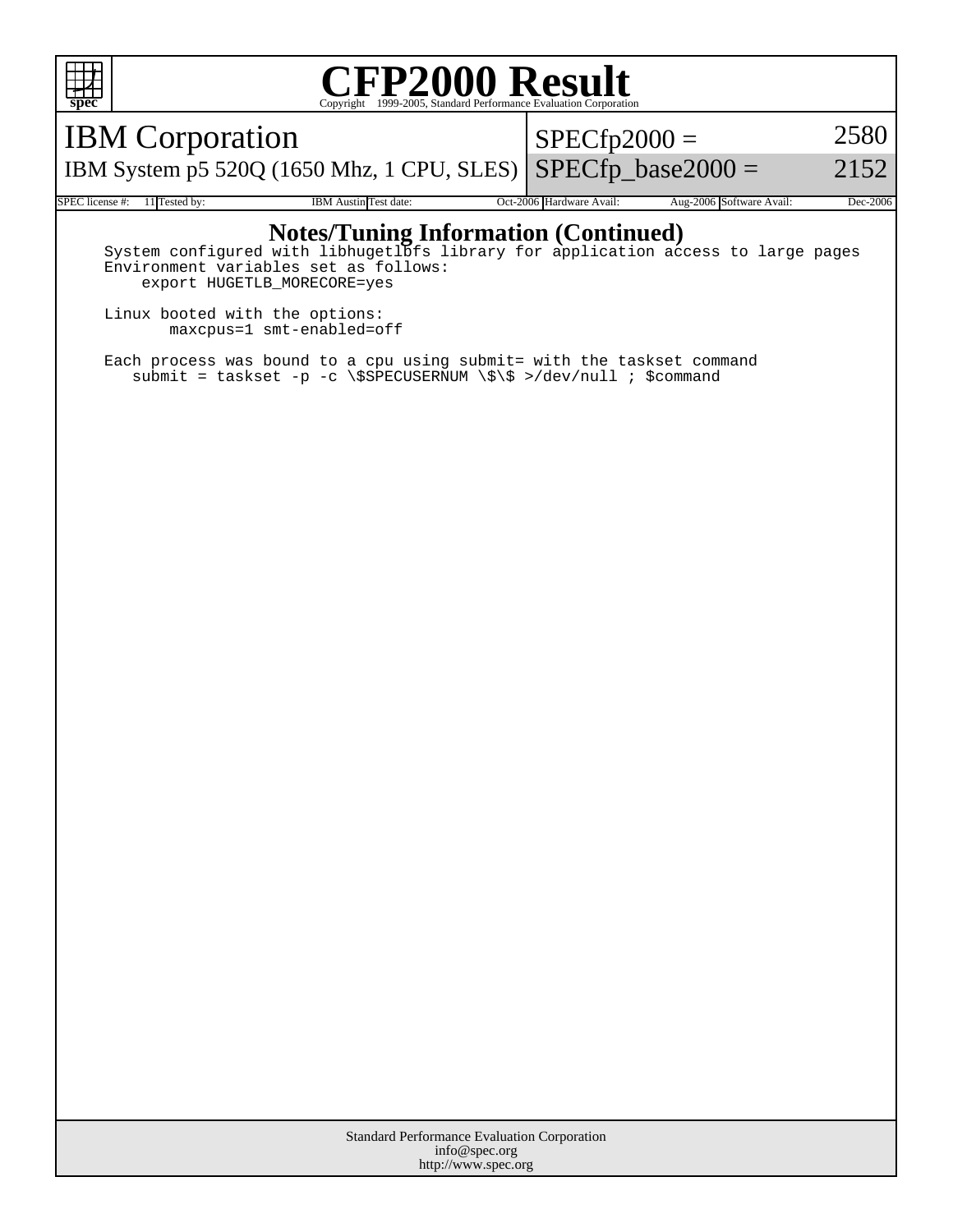# CFP2000 Result

Copyright 1999-2005, Standard Performance Evaluation Corporation

## IBM Corporation

IBM System p5 520Q (1650 Mhz, 1 CPU, SLES)

SPECfp2000 = 2580

SPECfp_base2000 = 2152

| SPEC license #: | 11 | Tested by: | IBM Austin | Test date: | Oct-2006 | Hardware Avail: | Aug-2006 | Software Avail: | Dec-2006 |
|---|---|---|---|---|---|---|---|---|---|

### Notes/Tuning Information (Continued)

```
System configured with libhugetlbfs library for application access to large pages
Environment variables set as follows:
    export HUGETLB_MORECORE=yes

Linux booted with the options:
       maxcpus=1 smt-enabled=off

Each process was bound to a cpu using submit= with the taskset command
   submit = taskset -p -c \$SPECUSERNUM \$\$ >/dev/null ; $command
```

Standard Performance Evaluation Corporation
info@spec.org
http://www.spec.org